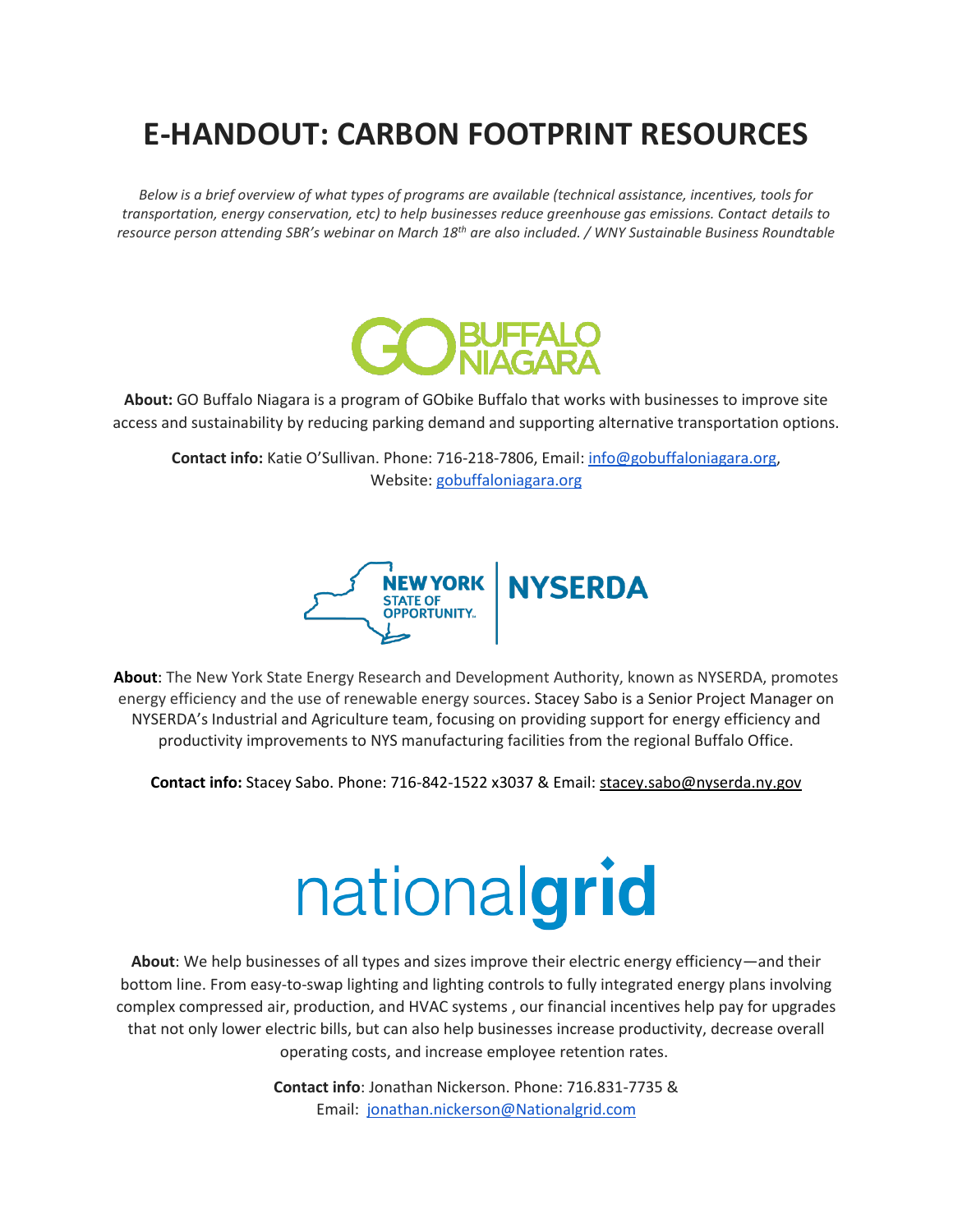# E-HANDOUT: CARBON FOOTPRINT RESOURCES

*Below is a brief overview of what types of programs are available (technical assistance, incentives, tools for transportation, energy conservation, etc) to help businesses reduce greenhouse gas emissions. Contact details to resource person attending SBR's webinar on March 18th are also included. / WNY Sustainable Business Roundtable*

GO BUFFALO NIAGARA

**About:** GO Buffalo Niagara is a program of GObike Buffalo that works with businesses to improve site access and sustainability by reducing parking demand and supporting alternative transportation options.

**Contact info:** Katie O'Sullivan. Phone: 716-218-7806, Email: info@gobuffaloniagara.org, Website: gobuffaloniagara.org

NEW YORK STATE OF OPPORTUNITY. | NYSERDA

**About**: The New York State Energy Research and Development Authority, known as NYSERDA, promotes energy efficiency and the use of renewable energy sources. Stacey Sabo is a Senior Project Manager on NYSERDA's Industrial and Agriculture team, focusing on providing support for energy efficiency and productivity improvements to NYS manufacturing facilities from the regional Buffalo Office.

**Contact info:** Stacey Sabo. Phone: 716-842-1522 x3037 & Email: stacey.sabo@nyserda.ny.gov

nationalgrid

**About**: We help businesses of all types and sizes improve their electric energy efficiency—and their bottom line. From easy-to-swap lighting and lighting controls to fully integrated energy plans involving complex compressed air, production, and HVAC systems , our financial incentives help pay for upgrades that not only lower electric bills, but can also help businesses increase productivity, decrease overall operating costs, and increase employee retention rates.

**Contact info**: Jonathan Nickerson. Phone: 716.831-7735 & Email: jonathan.nickerson@Nationalgrid.com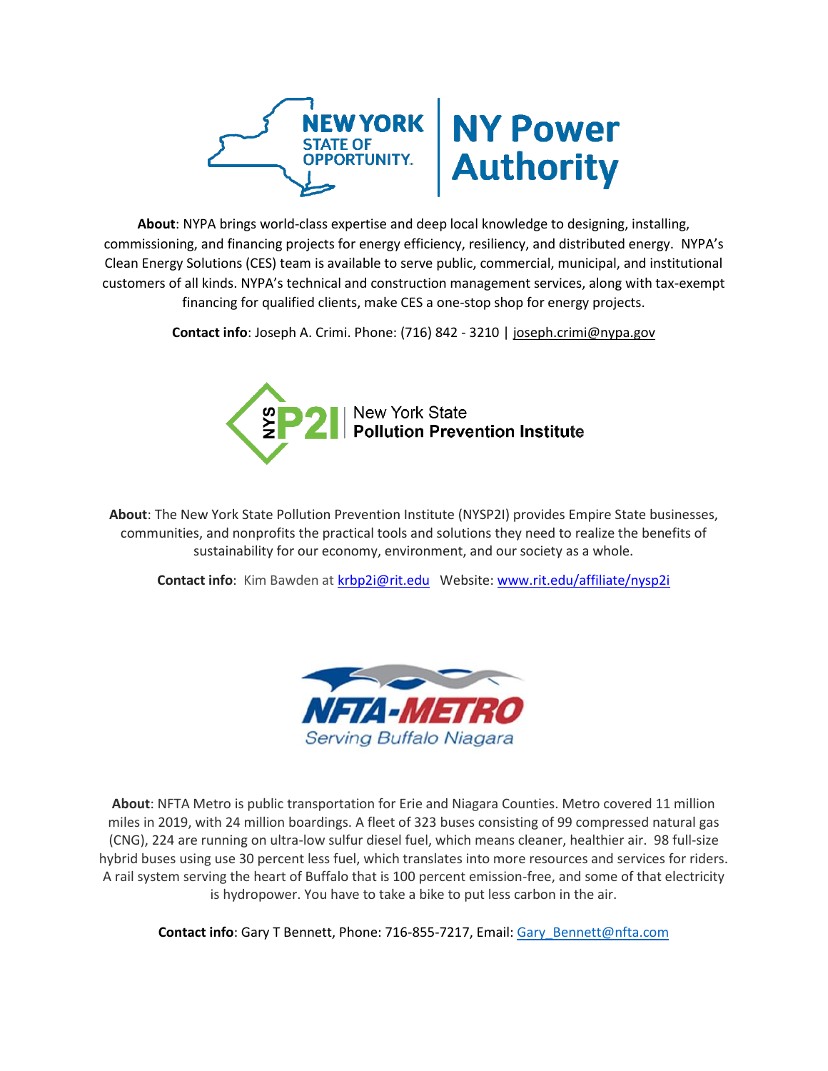**About**: NYPA brings world-class expertise and deep local knowledge to designing, installing, commissioning, and financing projects for energy efficiency, resiliency, and distributed energy. NYPA's Clean Energy Solutions (CES) team is available to serve public, commercial, municipal, and institutional customers of all kinds. NYPA's technical and construction management services, along with tax-exempt financing for qualified clients, make CES a one-stop shop for energy projects.

**Contact info**: Joseph A. Crimi. Phone: (716) 842 - 3210 | joseph.crimi@nypa.gov

**About**: The New York State Pollution Prevention Institute (NYSP2I) provides Empire State businesses, communities, and nonprofits the practical tools and solutions they need to realize the benefits of sustainability for our economy, environment, and our society as a whole.

**Contact info**: Kim Bawden at krbp2i@rit.edu Website: www.rit.edu/affiliate/nysp2i

**About**: NFTA Metro is public transportation for Erie and Niagara Counties. Metro covered 11 million miles in 2019, with 24 million boardings. A fleet of 323 buses consisting of 99 compressed natural gas (CNG), 224 are running on ultra-low sulfur diesel fuel, which means cleaner, healthier air. 98 full-size hybrid buses using use 30 percent less fuel, which translates into more resources and services for riders. A rail system serving the heart of Buffalo that is 100 percent emission-free, and some of that electricity is hydropower. You have to take a bike to put less carbon in the air.

**Contact info**: Gary T Bennett, Phone: 716-855-7217, Email: Gary_Bennett@nfta.com